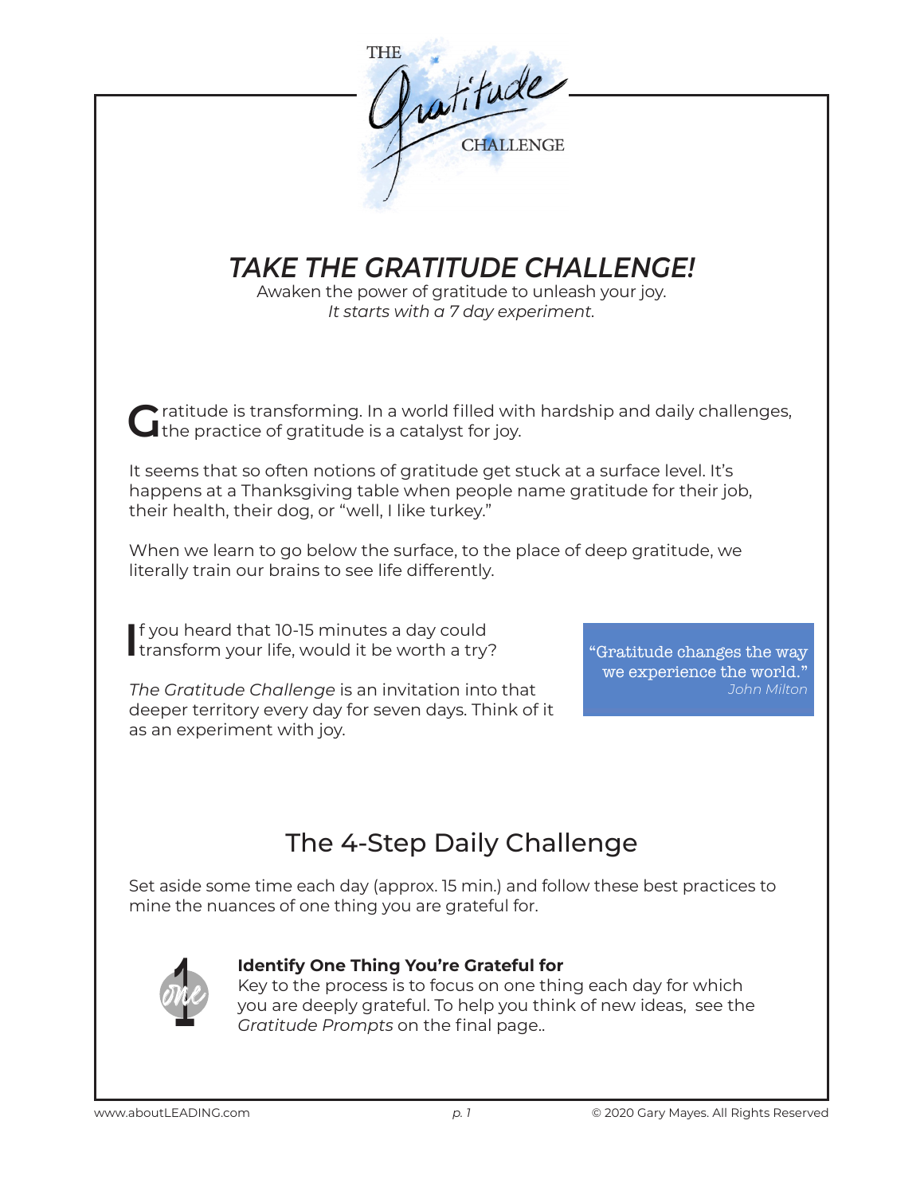THE *Gratitude* CHALLENGE

# *TAKE THE GRATITUDE CHALLENGE!*

Awaken the power of gratitude to unleash your joy.
*It starts with a 7 day experiment.*

Gratitude is transforming. In a world filled with hardship and daily challenges, the practice of gratitude is a catalyst for joy.

It seems that so often notions of gratitude get stuck at a surface level. It's happens at a Thanksgiving table when people name gratitude for their job, their health, their dog, or "well, I like turkey."

When we learn to go below the surface, to the place of deep gratitude, we literally train our brains to see life differently.

If you heard that 10-15 minutes a day could transform your life, would it be worth a try?

*The Gratitude Challenge* is an invitation into that deeper territory every day for seven days. Think of it as an experiment with joy.

> "Gratitude changes the way we experience the world."
> *John Milton*

## The 4-Step Daily Challenge

Set aside some time each day (approx. 15 min.) and follow these best practices to mine the nuances of one thing you are grateful for.

1. **Identify One Thing You're Grateful for**
   Key to the process is to focus on one thing each day for which you are deeply grateful. To help you think of new ideas, see the *Gratitude Prompts* on the final page..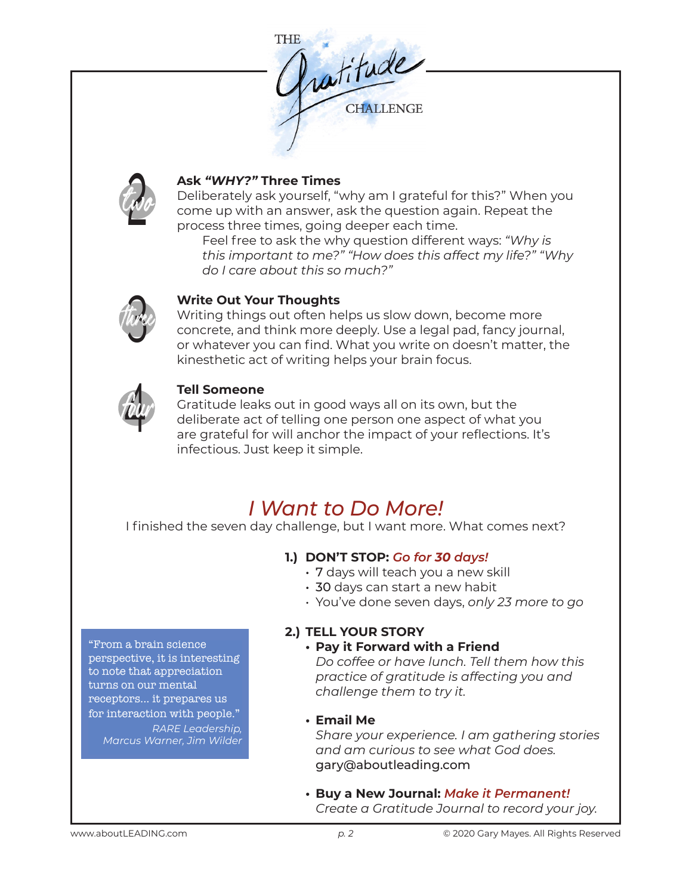THE *Gratitude* CHALLENGE

### 2. Ask *"WHY?"* Three Times

Deliberately ask yourself, "why am I grateful for this?" When you come up with an answer, ask the question again. Repeat the process three times, going deeper each time.

Feel free to ask the why question different ways: *"Why is this important to me?" "How does this affect my life?" "Why do I care about this so much?"*

### 3. Write Out Your Thoughts

Writing things out often helps us slow down, become more concrete, and think more deeply. Use a legal pad, fancy journal, or whatever you can find. What you write on doesn't matter, the kinesthetic act of writing helps your brain focus.

### 4. Tell Someone

Gratitude leaks out in good ways all on its own, but the deliberate act of telling one person one aspect of what you are grateful for will anchor the impact of your reflections. It's infectious. Just keep it simple.

## *I Want to Do More!*

I finished the seven day challenge, but I want more. What comes next?

**1.) DON'T STOP:** ***Go for 30 days!***

- **7** days will teach you a new skill
- **30** days can start a new habit
- You've done seven days, *only 23 more to go*

**2.) TELL YOUR STORY**

- **Pay it Forward with a Friend**
  *Do coffee or have lunch. Tell them how this practice of gratitude is affecting you and challenge them to try it.*

- **Email Me**
  *Share your experience. I am gathering stories and am curious to see what God does.*
  gary@aboutleading.com

- **Buy a New Journal:** ***Make it Permanent!***
  *Create a Gratitude Journal to record your joy.*

> "From a brain science perspective, it is interesting to note that appreciation turns on our mental receptors... it prepares us for interaction with people."
>
> *RARE Leadership, Marcus Warner, Jim Wilder*

www.aboutLEADING.com © 2020 Gary Mayes. All Rights Reserved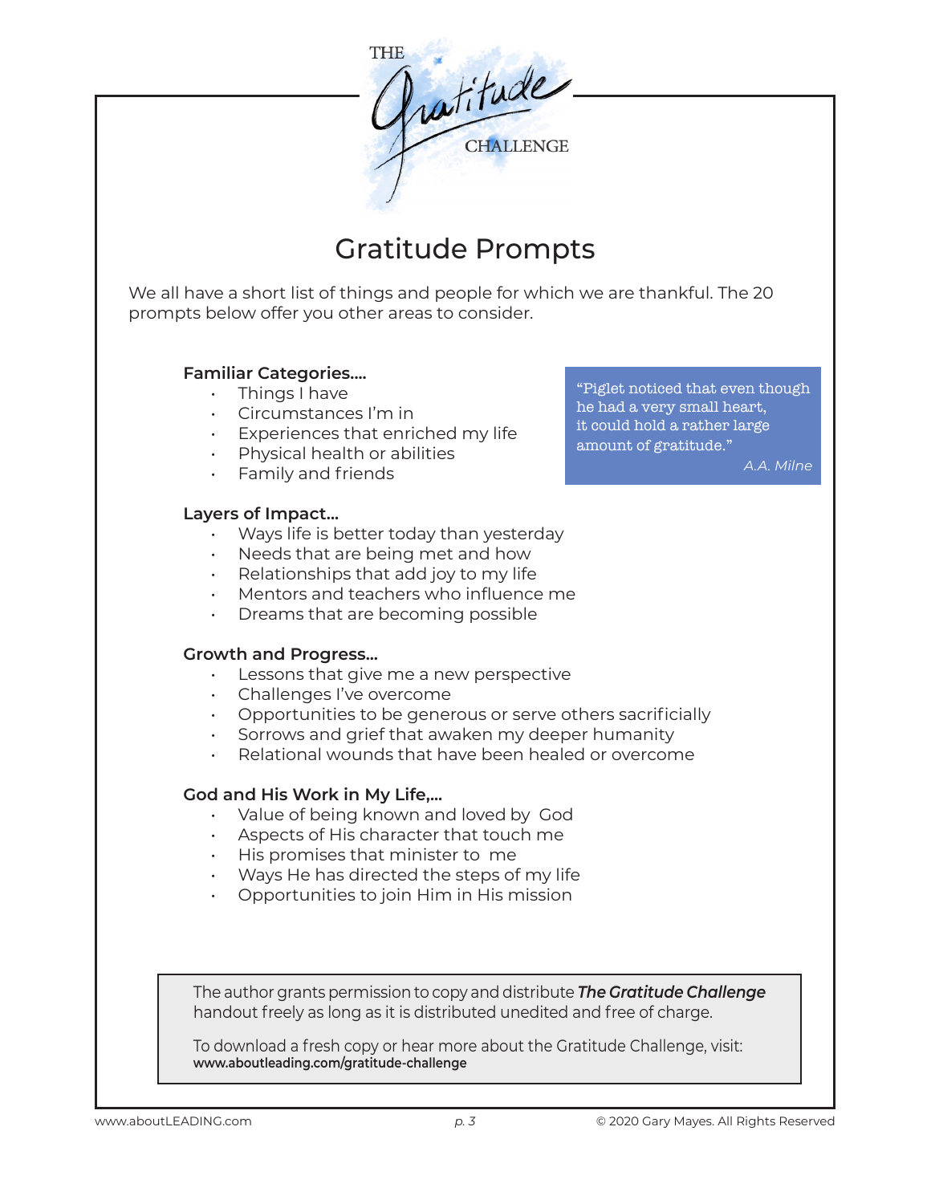THE Gratitude CHALLENGE

# Gratitude Prompts

We all have a short list of things and people for which we are thankful. The 20 prompts below offer you other areas to consider.

> "Piglet noticed that even though he had a very small heart, it could hold a rather large amount of gratitude."
>
> *A.A. Milne*

**Familiar Categories....**

- Things I have
- Circumstances I'm in
- Experiences that enriched my life
- Physical health or abilities
- Family and friends

**Layers of Impact...**

- Ways life is better today than yesterday
- Needs that are being met and how
- Relationships that add joy to my life
- Mentors and teachers who influence me
- Dreams that are becoming possible

**Growth and Progress...**

- Lessons that give me a new perspective
- Challenges I've overcome
- Opportunities to be generous or serve others sacrificially
- Sorrows and grief that awaken my deeper humanity
- Relational wounds that have been healed or overcome

**God and His Work in My Life,...**

- Value of being known and loved by God
- Aspects of His character that touch me
- His promises that minister to me
- Ways He has directed the steps of my life
- Opportunities to join Him in His mission

The author grants permission to copy and distribute ***The Gratitude Challenge*** handout freely as long as it is distributed unedited and free of charge.

To download a fresh copy or hear more about the Gratitude Challenge, visit:
**www.aboutleading.com/gratitude-challenge**

www.aboutLEADING.com © 2020 Gary Mayes. All Rights Reserved